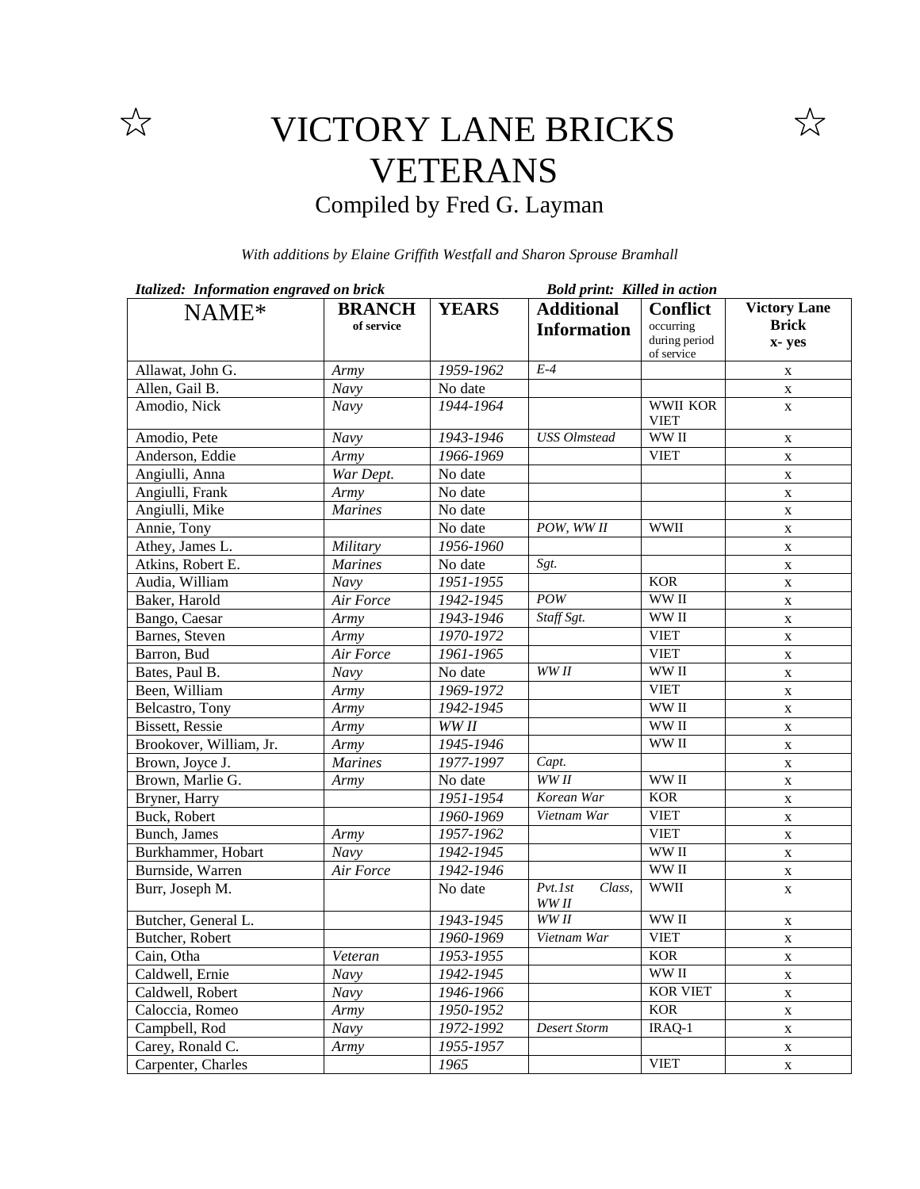# ☆ VICTORY LANE BRICKS VETERANS ☆

## Compiled by Fred G. Layman

*With additions by Elaine Griffith Westfall and Sharon Sprouse Bramhall*

***Italized: Information engraved on brick*** **Bold print: Killed in action**

| NAME* | BRANCH of service | YEARS | Additional Information | Conflict occurring during period of service | Victory Lane Brick x- yes |
|---|---|---|---|---|---|
| Allawat, John G. | *Army* | *1959-1962* | *E-4* | | x |
| Allen, Gail B. | *Navy* | No date | | | x |
| Amodio, Nick | *Navy* | *1944-1964* | | WWII KOR VIET | x |
| Amodio, Pete | *Navy* | *1943-1946* | *USS Olmstead* | WW II | x |
| Anderson, Eddie | *Army* | *1966-1969* | | VIET | x |
| Angiulli, Anna | *War Dept.* | No date | | | x |
| Angiulli, Frank | *Army* | No date | | | x |
| Angiulli, Mike | *Marines* | No date | | | x |
| Annie, Tony | | No date | *POW, WW II* | WWII | x |
| Athey, James L. | *Military* | *1956-1960* | | | x |
| Atkins, Robert E. | *Marines* | No date | *Sgt.* | | x |
| Audia, William | *Navy* | *1951-1955* | | KOR | x |
| Baker, Harold | *Air Force* | *1942-1945* | *POW* | WW II | x |
| Bango, Caesar | *Army* | *1943-1946* | *Staff Sgt.* | WW II | x |
| Barnes, Steven | *Army* | *1970-1972* | | VIET | x |
| Barron, Bud | *Air Force* | *1961-1965* | | VIET | x |
| Bates, Paul B. | *Navy* | No date | *WW II* | WW II | x |
| Been, William | *Army* | *1969-1972* | | VIET | x |
| Belcastro, Tony | *Army* | *1942-1945* | | WW II | x |
| Bissett, Ressie | *Army* | *WW II* | | WW II | x |
| Brookover, William, Jr. | *Army* | *1945-1946* | | WW II | x |
| Brown, Joyce J. | *Marines* | *1977-1997* | *Capt.* | | x |
| Brown, Marlie G. | *Army* | No date | *WW II* | WW II | x |
| Bryner, Harry | | *1951-1954* | *Korean War* | KOR | x |
| Buck, Robert | | *1960-1969* | *Vietnam War* | VIET | x |
| Bunch, James | *Army* | *1957-1962* | | VIET | x |
| Burkhammer, Hobart | *Navy* | *1942-1945* | | WW II | x |
| Burnside, Warren | *Air Force* | *1942-1946* | | WW II | x |
| Burr, Joseph M. | | No date | *Pvt.1st Class, WW II* | WWII | x |
| Butcher, General L. | | *1943-1945* | *WW II* | WW II | x |
| Butcher, Robert | | *1960-1969* | *Vietnam War* | VIET | x |
| Cain, Otha | *Veteran* | *1953-1955* | | KOR | x |
| Caldwell, Ernie | *Navy* | *1942-1945* | | WW II | x |
| Caldwell, Robert | *Navy* | *1946-1966* | | KOR VIET | x |
| Caloccia, Romeo | *Army* | *1950-1952* | | KOR | x |
| Campbell, Rod | *Navy* | *1972-1992* | *Desert Storm* | IRAQ-1 | x |
| Carey, Ronald C. | *Army* | *1955-1957* | | | x |
| Carpenter, Charles | | *1965* | | VIET | x |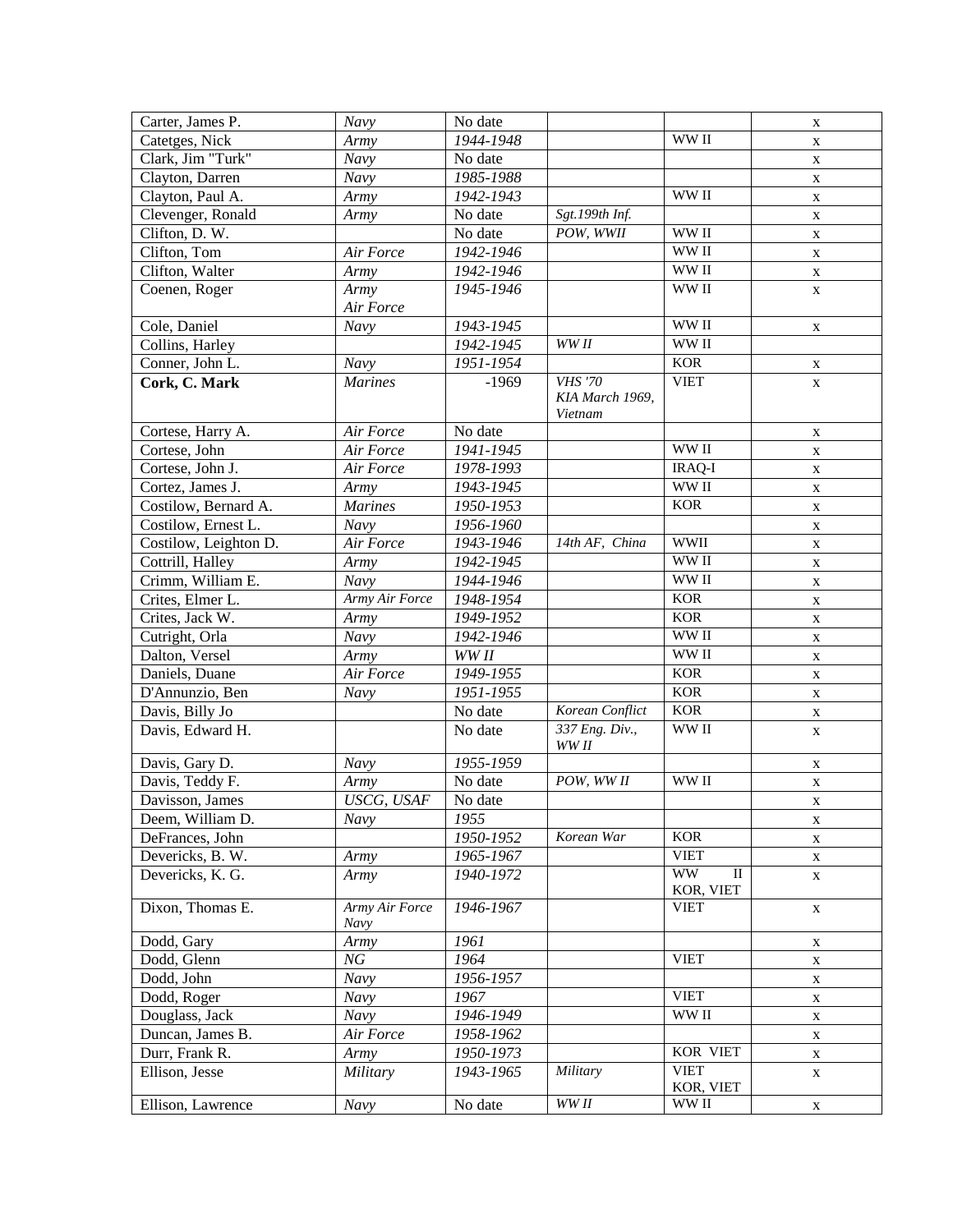| Carter, James P. | *Navy* | No date | | | x |
|---|---|---|---|---|---|
| Catetges, Nick | *Army* | *1944-1948* | | WW II | x |
| Clark, Jim "Turk" | *Navy* | No date | | | x |
| Clayton, Darren | *Navy* | *1985-1988* | | | x |
| Clayton, Paul A. | *Army* | *1942-1943* | | WW II | x |
| Clevenger, Ronald | *Army* | No date | *Sgt.199th Inf.* | | x |
| Clifton, D. W. | | No date | *POW, WWII* | WW II | x |
| Clifton, Tom | *Air Force* | *1942-1946* | | WW II | x |
| Clifton, Walter | *Army* | *1942-1946* | | WW II | x |
| Coenen, Roger | *Army* *Air Force* | *1945-1946* | | WW II | x |
| Cole, Daniel | *Navy* | *1943-1945* | | WW II | x |
| Collins, Harley | | *1942-1945* | *WW II* | WW II | |
| Conner, John L. | *Navy* | *1951-1954* | | KOR | x |
| **Cork, C. Mark** | *Marines* | -1969 | *VHS '70* *KIA March 1969, Vietnam* | VIET | x |
| Cortese, Harry A. | *Air Force* | No date | | | x |
| Cortese, John | *Air Force* | *1941-1945* | | WW II | x |
| Cortese, John J. | *Air Force* | *1978-1993* | | IRAQ-I | x |
| Cortez, James J. | *Army* | *1943-1945* | | WW II | x |
| Costilow, Bernard A. | *Marines* | *1950-1953* | | KOR | x |
| Costilow, Ernest L. | *Navy* | *1956-1960* | | | x |
| Costilow, Leighton D. | *Air Force* | *1943-1946* | *14th AF, China* | WWII | x |
| Cottrill, Halley | *Army* | *1942-1945* | | WW II | x |
| Crimm, William E. | *Navy* | *1944-1946* | | WW II | x |
| Crites, Elmer L. | *Army Air Force* | *1948-1954* | | KOR | x |
| Crites, Jack W. | *Army* | *1949-1952* | | KOR | x |
| Cutright, Orla | *Navy* | *1942-1946* | | WW II | x |
| Dalton, Versel | *Army* | *WW II* | | WW II | x |
| Daniels, Duane | *Air Force* | *1949-1955* | | KOR | x |
| D'Annunzio, Ben | *Navy* | *1951-1955* | | KOR | x |
| Davis, Billy Jo | | No date | *Korean Conflict* | KOR | x |
| Davis, Edward H. | | No date | *337 Eng. Div., WW II* | WW II | x |
| Davis, Gary D. | *Navy* | *1955-1959* | | | x |
| Davis, Teddy F. | *Army* | No date | *POW, WW II* | WW II | x |
| Davisson, James | *USCG, USAF* | No date | | | x |
| Deem, William D. | *Navy* | *1955* | | | x |
| DeFrances, John | | *1950-1952* | *Korean War* | KOR | x |
| Devericks, B. W. | *Army* | *1965-1967* | | VIET | x |
| Devericks, K. G. | *Army* | *1940-1972* | | WW II KOR, VIET | x |
| Dixon, Thomas E. | *Army Air Force* *Navy* | *1946-1967* | | VIET | x |
| Dodd, Gary | *Army* | *1961* | | | x |
| Dodd, Glenn | *NG* | *1964* | | VIET | x |
| Dodd, John | *Navy* | *1956-1957* | | | x |
| Dodd, Roger | *Navy* | *1967* | | VIET | x |
| Douglass, Jack | *Navy* | *1946-1949* | | WW II | x |
| Duncan, James B. | *Air Force* | *1958-1962* | | | x |
| Durr, Frank R. | *Army* | *1950-1973* | | KOR VIET | x |
| Ellison, Jesse | *Military* | *1943-1965* | *Military* | VIET KOR, VIET | x |
| Ellison, Lawrence | *Navy* | No date | *WW II* | WW II | x |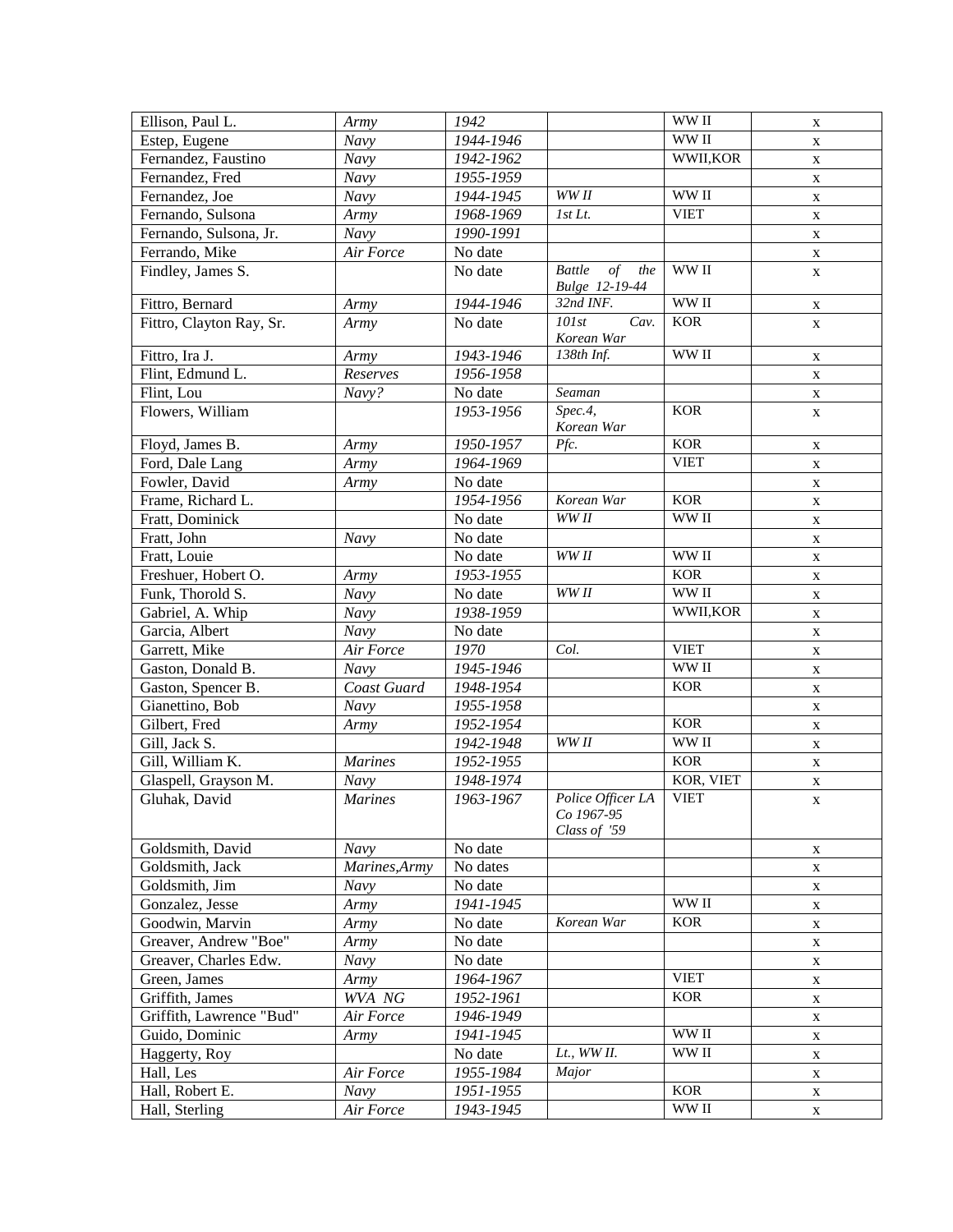| Ellison, Paul L. | *Army* | *1942* | | WW II | x |
|---|---|---|---|---|---|
| Estep, Eugene | *Navy* | *1944-1946* | | WW II | x |
| Fernandez, Faustino | *Navy* | *1942-1962* | | WWII,KOR | x |
| Fernandez, Fred | *Navy* | *1955-1959* | | | x |
| Fernandez, Joe | *Navy* | *1944-1945* | *WW II* | WW II | x |
| Fernando, Sulsona | *Army* | *1968-1969* | *1st Lt.* | VIET | x |
| Fernando, Sulsona, Jr. | *Navy* | *1990-1991* | | | x |
| Ferrando, Mike | *Air Force* | No date | | | x |
| Findley, James S. | | No date | *Battle of the Bulge 12-19-44* | WW II | x |
| Fittro, Bernard | *Army* | *1944-1946* | *32nd INF.* | WW II | x |
| Fittro, Clayton Ray, Sr. | *Army* | No date | *101st Cav. Korean War* | KOR | x |
| Fittro, Ira J. | *Army* | *1943-1946* | *138th Inf.* | WW II | x |
| Flint, Edmund L. | *Reserves* | *1956-1958* | | | x |
| Flint, Lou | *Navy?* | No date | *Seaman* | | x |
| Flowers, William | | *1953-1956* | *Spec.4, Korean War* | KOR | x |
| Floyd, James B. | *Army* | *1950-1957* | *Pfc.* | KOR | x |
| Ford, Dale Lang | *Army* | *1964-1969* | | VIET | x |
| Fowler, David | *Army* | No date | | | x |
| Frame, Richard L. | | *1954-1956* | *Korean War* | KOR | x |
| Fratt, Dominick | | No date | *WW II* | WW II | x |
| Fratt, John | *Navy* | No date | | | x |
| Fratt, Louie | | No date | *WW II* | WW II | x |
| Freshuer, Hobert O. | *Army* | *1953-1955* | | KOR | x |
| Funk, Thorold S. | *Navy* | No date | *WW II* | WW II | x |
| Gabriel, A. Whip | *Navy* | *1938-1959* | | WWII,KOR | x |
| Garcia, Albert | *Navy* | No date | | | x |
| Garrett, Mike | *Air Force* | *1970* | *Col.* | VIET | x |
| Gaston, Donald B. | *Navy* | *1945-1946* | | WW II | x |
| Gaston, Spencer B. | *Coast Guard* | *1948-1954* | | KOR | x |
| Gianettino, Bob | *Navy* | *1955-1958* | | | x |
| Gilbert, Fred | *Army* | *1952-1954* | | KOR | x |
| Gill, Jack S. | | *1942-1948* | *WW II* | WW II | x |
| Gill, William K. | *Marines* | *1952-1955* | | KOR | x |
| Glaspell, Grayson M. | *Navy* | *1948-1974* | | KOR, VIET | x |
| Gluhak, David | *Marines* | *1963-1967* | *Police Officer LA Co 1967-95 Class of '59* | VIET | x |
| Goldsmith, David | *Navy* | No date | | | x |
| Goldsmith, Jack | *Marines,Army* | No dates | | | x |
| Goldsmith, Jim | *Navy* | No date | | | x |
| Gonzalez, Jesse | *Army* | *1941-1945* | | WW II | x |
| Goodwin, Marvin | *Army* | No date | *Korean War* | KOR | x |
| Greaver, Andrew "Boe" | *Army* | No date | | | x |
| Greaver, Charles Edw. | *Navy* | No date | | | x |
| Green, James | *Army* | *1964-1967* | | VIET | x |
| Griffith, James | *WVA NG* | *1952-1961* | | KOR | x |
| Griffith, Lawrence "Bud" | *Air Force* | *1946-1949* | | | x |
| Guido, Dominic | *Army* | *1941-1945* | | WW II | x |
| Haggerty, Roy | | No date | *Lt., WW II.* | WW II | x |
| Hall, Les | *Air Force* | *1955-1984* | *Major* | | x |
| Hall, Robert E. | *Navy* | *1951-1955* | | KOR | x |
| Hall, Sterling | *Air Force* | *1943-1945* | | WW II | x |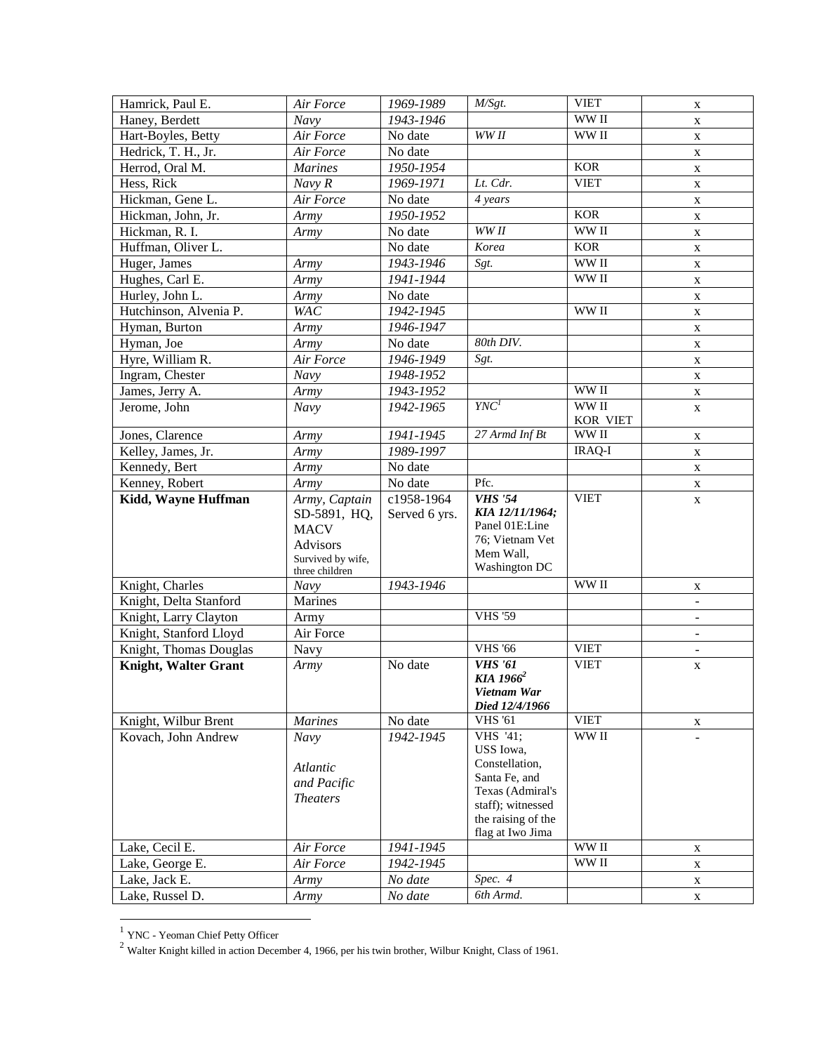| Hamrick, Paul E. | *Air Force* | *1969-1989* | *M/Sgt.* | VIET | x |
|---|---|---|---|---|---|
| Haney, Berdett | *Navy* | *1943-1946* | | WW II | x |
| Hart-Boyles, Betty | *Air Force* | No date | *WW II* | WW II | x |
| Hedrick, T. H., Jr. | *Air Force* | No date | | | x |
| Herrod, Oral M. | *Marines* | *1950-1954* | | KOR | x |
| Hess, Rick | *Navy R* | *1969-1971* | *Lt. Cdr.* | VIET | x |
| Hickman, Gene L. | *Air Force* | No date | *4 years* | | x |
| Hickman, John, Jr. | *Army* | *1950-1952* | | KOR | x |
| Hickman, R. I. | *Army* | No date | *WW II* | WW II | x |
| Huffman, Oliver L. | | No date | *Korea* | KOR | x |
| Huger, James | *Army* | *1943-1946* | *Sgt.* | WW II | x |
| Hughes, Carl E. | *Army* | *1941-1944* | | WW II | x |
| Hurley, John L. | *Army* | No date | | | x |
| Hutchinson, Alvenia P. | *WAC* | *1942-1945* | | WW II | x |
| Hyman, Burton | *Army* | *1946-1947* | | | x |
| Hyman, Joe | *Army* | No date | *80th DIV.* | | x |
| Hyre, William R. | *Air Force* | *1946-1949* | *Sgt.* | | x |
| Ingram, Chester | *Navy* | *1948-1952* | | | x |
| James, Jerry A. | *Army* | *1943-1952* | | WW II | x |
| Jerome, John | *Navy* | *1942-1965* | *YNC*[1] | WW II KOR VIET | x |
| Jones, Clarence | *Army* | *1941-1945* | *27 Armd Inf Bt* | WW II | x |
| Kelley, James, Jr. | *Army* | *1989-1997* | | IRAQ-I | x |
| Kennedy, Bert | *Army* | No date | | | x |
| Kenney, Robert | *Army* | No date | Pfc. | | x |
| **Kidd, Wayne Huffman** | *Army, Captain* SD-5891, HQ, MACV Advisors Survived by wife, three children | c1958-1964 Served 6 yrs. | ***VHS '54 KIA 12/11/1964;*** Panel 01E:Line 76; Vietnam Vet Mem Wall, Washington DC | VIET | x |
| Knight, Charles | *Navy* | *1943-1946* | | WW II | x |
| Knight, Delta Stanford | Marines | | | | - |
| Knight, Larry Clayton | Army | | VHS '59 | | - |
| Knight, Stanford Lloyd | Air Force | | | | - |
| Knight, Thomas Douglas | Navy | | VHS '66 | VIET | - |
| **Knight, Walter Grant** | *Army* | No date | ***VHS '61 KIA 1966***[2] ***Vietnam War Died 12/4/1966*** | VIET | x |
| Knight, Wilbur Brent | *Marines* | No date | VHS '61 | VIET | x |
| Kovach, John Andrew | *Navy* *Atlantic and Pacific Theaters* | *1942-1945* | VHS '41; USS Iowa, Constellation, Santa Fe, and Texas (Admiral's staff); witnessed the raising of the flag at Iwo Jima | WW II | - |
| Lake, Cecil E. | *Air Force* | *1941-1945* | | WW II | x |
| Lake, George E. | *Air Force* | *1942-1945* | | WW II | x |
| Lake, Jack E. | *Army* | *No date* | *Spec. 4* | | x |
| Lake, Russel D. | *Army* | *No date* | *6th Armd.* | | x |

[1] YNC - Yeoman Chief Petty Officer

[2] Walter Knight killed in action December 4, 1966, per his twin brother, Wilbur Knight, Class of 1961.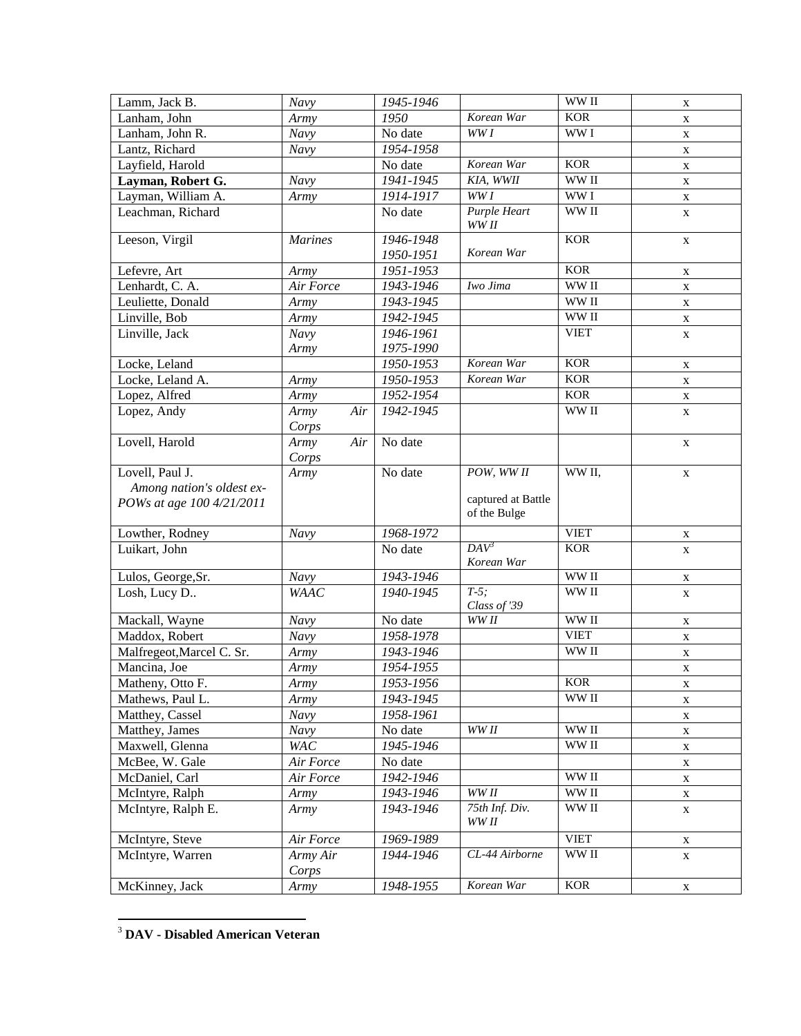| Lamm, Jack B. | *Navy* | *1945-1946* | | WW II | x |
|---|---|---|---|---|---|
| Lanham, John | *Army* | *1950* | *Korean War* | KOR | x |
| Lanham, John R. | *Navy* | No date | *WW I* | WW I | x |
| Lantz, Richard | *Navy* | *1954-1958* | | | x |
| Layfield, Harold | | No date | *Korean War* | KOR | x |
| **Layman, Robert G.** | *Navy* | *1941-1945* | *KIA, WWII* | WW II | x |
| Layman, William A. | *Army* | *1914-1917* | *WW I* | WW I | x |
| Leachman, Richard | | No date | *Purple Heart WW II* | WW II | x |
| Leeson, Virgil | *Marines* | *1946-1948 1950-1951* | *Korean War* | KOR | x |
| Lefevre, Art | *Army* | *1951-1953* | | KOR | x |
| Lenhardt, C. A. | *Air Force* | *1943-1946* | *Iwo Jima* | WW II | x |
| Leuliette, Donald | *Army* | *1943-1945* | | WW II | x |
| Linville, Bob | *Army* | *1942-1945* | | WW II | x |
| Linville, Jack | *Navy Army* | *1946-1961 1975-1990* | | VIET | x |
| Locke, Leland | | *1950-1953* | *Korean War* | KOR | x |
| Locke, Leland A. | *Army* | *1950-1953* | *Korean War* | KOR | x |
| Lopez, Alfred | *Army* | *1952-1954* | | KOR | x |
| Lopez, Andy | *Army Air Corps* | *1942-1945* | | WW II | x |
| Lovell, Harold | *Army Air Corps* | No date | | | x |
| Lovell, Paul J. *Among nation's oldest ex-POWs at age 100 4/21/2011* | *Army* | No date | *POW, WW II* captured at Battle of the Bulge | WW II, | x |
| Lowther, Rodney | *Navy* | *1968-1972* | | VIET | x |
| Luikart, John | | No date | *DAV*[3] *Korean War* | KOR | x |
| Lulos, George,Sr. | *Navy* | *1943-1946* | | WW II | x |
| Losh, Lucy D.. | *WAAC* | *1940-1945* | *T-5; Class of '39* | WW II | x |
| Mackall, Wayne | *Navy* | No date | *WW II* | WW II | x |
| Maddox, Robert | *Navy* | *1958-1978* | | VIET | x |
| Malfregeot,Marcel C. Sr. | *Army* | *1943-1946* | | WW II | x |
| Mancina, Joe | *Army* | *1954-1955* | | | x |
| Matheny, Otto F. | *Army* | *1953-1956* | | KOR | x |
| Mathews, Paul L. | *Army* | *1943-1945* | | WW II | x |
| Matthey, Cassel | *Navy* | *1958-1961* | | | x |
| Matthey, James | *Navy* | No date | *WW II* | WW II | x |
| Maxwell, Glenna | *WAC* | *1945-1946* | | WW II | x |
| McBee, W. Gale | *Air Force* | No date | | | x |
| McDaniel, Carl | *Air Force* | *1942-1946* | | WW II | x |
| McIntyre, Ralph | *Army* | *1943-1946* | *WW II* | WW II | x |
| McIntyre, Ralph E. | *Army* | *1943-1946* | *75th Inf. Div. WW II* | WW II | x |
| McIntyre, Steve | *Air Force* | *1969-1989* | | VIET | x |
| McIntyre, Warren | *Army Air Corps* | *1944-1946* | *CL-44 Airborne* | WW II | x |
| McKinney, Jack | *Army* | *1948-1955* | *Korean War* | KOR | x |

[3] **DAV - Disabled American Veteran**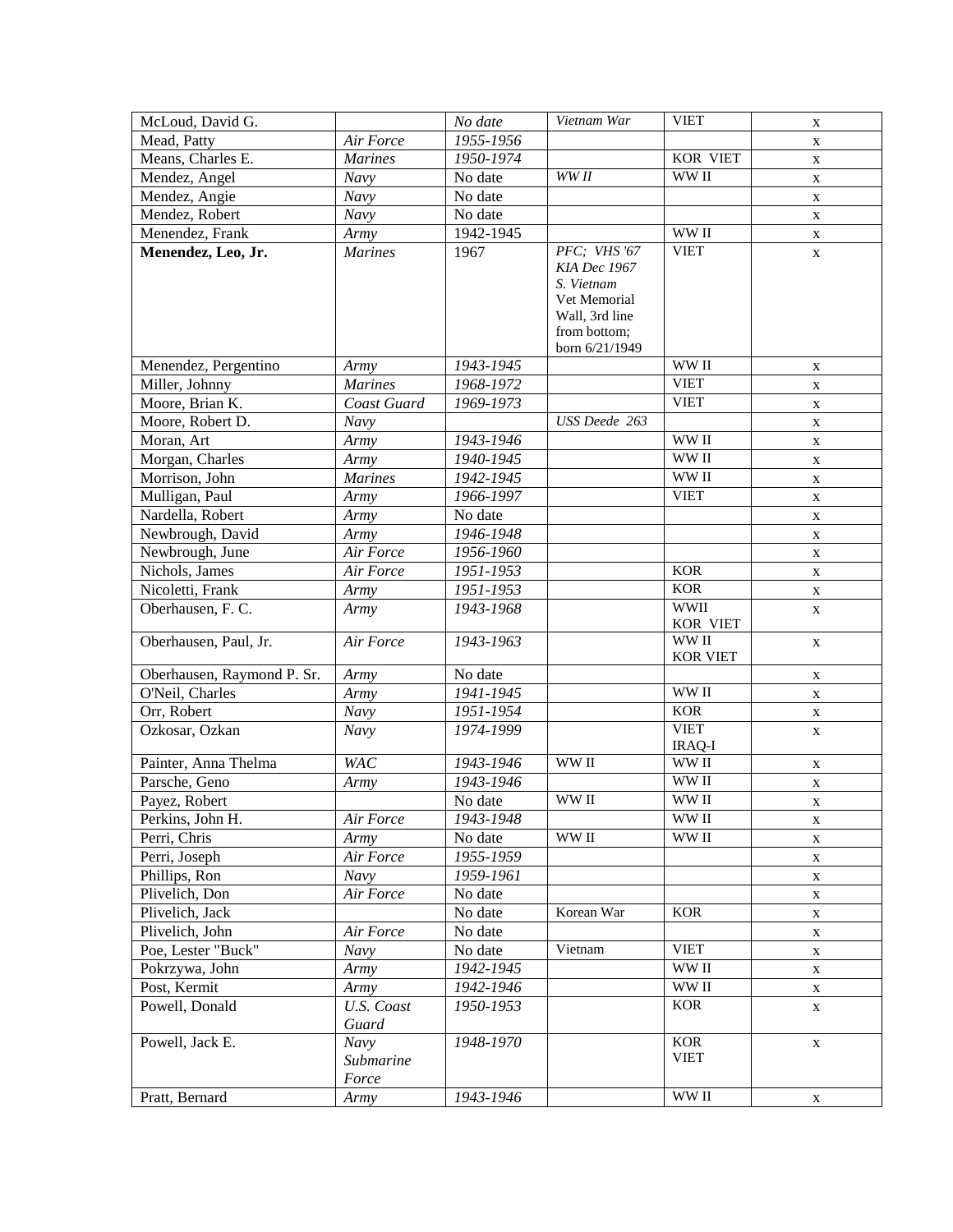| McLoud, David G. | | No date | *Vietnam War* | VIET | x |
|---|---|---|---|---|---|
| Mead, Patty | *Air Force* | *1955-1956* | | | x |
| Means, Charles E. | *Marines* | *1950-1974* | | KOR VIET | x |
| Mendez, Angel | *Navy* | No date | *WW II* | WW II | x |
| Mendez, Angie | *Navy* | No date | | | x |
| Mendez, Robert | *Navy* | No date | | | x |
| Menendez, Frank | *Army* | 1942-1945 | | WW II | x |
| **Menendez, Leo, Jr.** | *Marines* | 1967 | *PFC; VHS '67 KIA Dec 1967 S. Vietnam* Vet Memorial Wall, 3rd line from bottom; born 6/21/1949 | VIET | x |
| Menendez, Pergentino | *Army* | *1943-1945* | | WW II | x |
| Miller, Johnny | *Marines* | *1968-1972* | | VIET | x |
| Moore, Brian K. | *Coast Guard* | *1969-1973* | | VIET | x |
| Moore, Robert D. | *Navy* | | *USS Deede 263* | | x |
| Moran, Art | *Army* | *1943-1946* | | WW II | x |
| Morgan, Charles | *Army* | *1940-1945* | | WW II | x |
| Morrison, John | *Marines* | *1942-1945* | | WW II | x |
| Mulligan, Paul | *Army* | *1966-1997* | | VIET | x |
| Nardella, Robert | *Army* | No date | | | x |
| Newbrough, David | *Army* | *1946-1948* | | | x |
| Newbrough, June | *Air Force* | *1956-1960* | | | x |
| Nichols, James | *Air Force* | *1951-1953* | | KOR | x |
| Nicoletti, Frank | *Army* | *1951-1953* | | KOR | x |
| Oberhausen, F. C. | *Army* | *1943-1968* | | WWII KOR VIET | x |
| Oberhausen, Paul, Jr. | *Air Force* | *1943-1963* | | WW II KOR VIET | x |
| Oberhausen, Raymond P. Sr. | *Army* | No date | | | x |
| O'Neil, Charles | *Army* | *1941-1945* | | WW II | x |
| Orr, Robert | *Navy* | *1951-1954* | | KOR | x |
| Ozkosar, Ozkan | *Navy* | *1974-1999* | | VIET IRAQ-I | x |
| Painter, Anna Thelma | *WAC* | *1943-1946* | WW II | WW II | x |
| Parsche, Geno | *Army* | *1943-1946* | | WW II | x |
| Payez, Robert | | No date | WW II | WW II | x |
| Perkins, John H. | *Air Force* | *1943-1948* | | WW II | x |
| Perri, Chris | *Army* | No date | WW II | WW II | x |
| Perri, Joseph | *Air Force* | *1955-1959* | | | x |
| Phillips, Ron | *Navy* | *1959-1961* | | | x |
| Plivelich, Don | *Air Force* | No date | | | x |
| Plivelich, Jack | | No date | Korean War | KOR | x |
| Plivelich, John | *Air Force* | No date | | | x |
| Poe, Lester "Buck" | *Navy* | No date | Vietnam | VIET | x |
| Pokrzywa, John | *Army* | *1942-1945* | | WW II | x |
| Post, Kermit | *Army* | *1942-1946* | | WW II | x |
| Powell, Donald | *U.S. Coast Guard* | *1950-1953* | | KOR | x |
| Powell, Jack E. | *Navy Submarine Force* | *1948-1970* | | KOR VIET | x |
| Pratt, Bernard | *Army* | *1943-1946* | | WW II | x |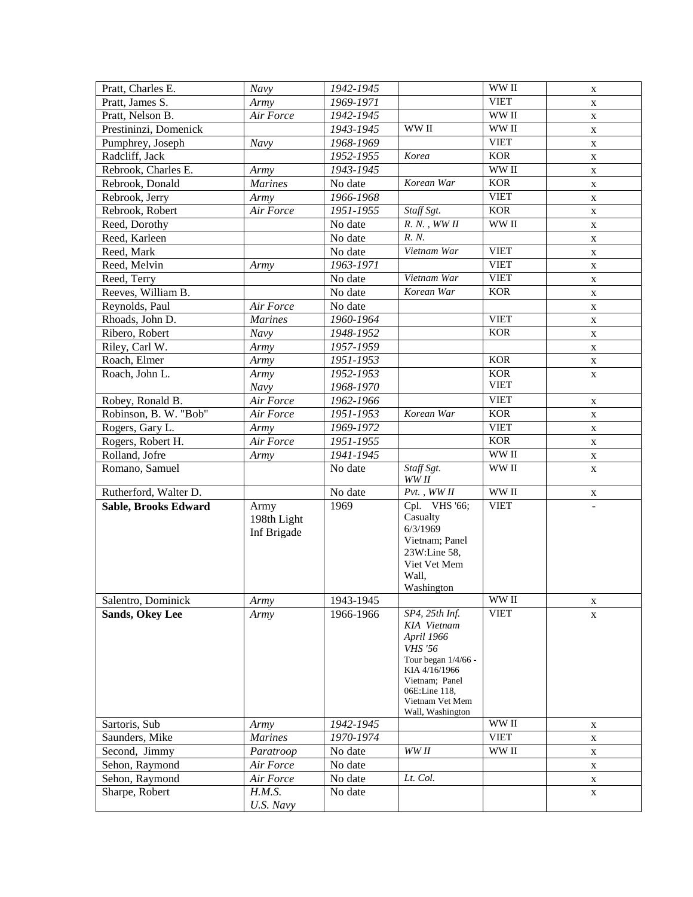| Pratt, Charles E. | *Navy* | *1942-1945* | | WW II | x |
|---|---|---|---|---|---|
| Pratt, James S. | *Army* | *1969-1971* | | VIET | x |
| Pratt, Nelson B. | *Air Force* | *1942-1945* | | WW II | x |
| Prestininzi, Domenick | | *1943-1945* | WW II | WW II | x |
| Pumphrey, Joseph | *Navy* | *1968-1969* | | VIET | x |
| Radcliff, Jack | | *1952-1955* | *Korea* | KOR | x |
| Rebrook, Charles E. | *Army* | *1943-1945* | | WW II | x |
| Rebrook, Donald | *Marines* | No date | *Korean War* | KOR | x |
| Rebrook, Jerry | *Army* | *1966-1968* | | VIET | x |
| Rebrook, Robert | *Air Force* | *1951-1955* | *Staff Sgt.* | KOR | x |
| Reed, Dorothy | | No date | *R. N. , WW II* | WW II | x |
| Reed, Karleen | | No date | *R. N.* | | x |
| Reed, Mark | | No date | *Vietnam War* | VIET | x |
| Reed, Melvin | *Army* | *1963-1971* | | VIET | x |
| Reed, Terry | | No date | *Vietnam War* | VIET | x |
| Reeves, William B. | | No date | *Korean War* | KOR | x |
| Reynolds, Paul | *Air Force* | No date | | | x |
| Rhoads, John D. | *Marines* | *1960-1964* | | VIET | x |
| Ribero, Robert | *Navy* | *1948-1952* | | KOR | x |
| Riley, Carl W. | *Army* | *1957-1959* | | | x |
| Roach, Elmer | *Army* | *1951-1953* | | KOR | x |
| Roach, John L. | *Army*<br>*Navy* | *1952-1953*<br>*1968-1970* | | KOR<br>VIET | x |
| Robey, Ronald B. | *Air Force* | *1962-1966* | | VIET | x |
| Robinson, B. W. "Bob" | *Air Force* | *1951-1953* | *Korean War* | KOR | x |
| Rogers, Gary L. | *Army* | *1969-1972* | | VIET | x |
| Rogers, Robert H. | *Air Force* | *1951-1955* | | KOR | x |
| Rolland, Jofre | *Army* | *1941-1945* | | WW II | x |
| Romano, Samuel | | No date | *Staff Sgt. WW II* | WW II | x |
| Rutherford, Walter D. | | No date | *Pvt. , WW II* | WW II | x |
| **Sable, Brooks Edward** | Army 198th Light Inf Brigade | 1969 | Cpl. VHS '66; Casualty 6/3/1969 Vietnam; Panel 23W:Line 58, Viet Vet Mem Wall, Washington | VIET | - |
| Salentro, Dominick | *Army* | 1943-1945 | | WW II | x |
| **Sands, Okey Lee** | *Army* | 1966-1966 | *SP4, 25th Inf. KIA Vietnam April 1966 VHS '56* Tour began 1/4/66 - KIA 4/16/1966 Vietnam; Panel 06E:Line 118, Vietnam Vet Mem Wall, Washington | VIET | x |
| Sartoris, Sub | *Army* | *1942-1945* | | WW II | x |
| Saunders, Mike | *Marines* | *1970-1974* | | VIET | x |
| Second, Jimmy | *Paratroop* | No date | *WW II* | WW II | x |
| Sehon, Raymond | *Air Force* | No date | | | x |
| Sehon, Raymond | *Air Force* | No date | *Lt. Col.* | | x |
| Sharpe, Robert | *H.M.S.*<br>*U.S. Navy* | No date | | | x |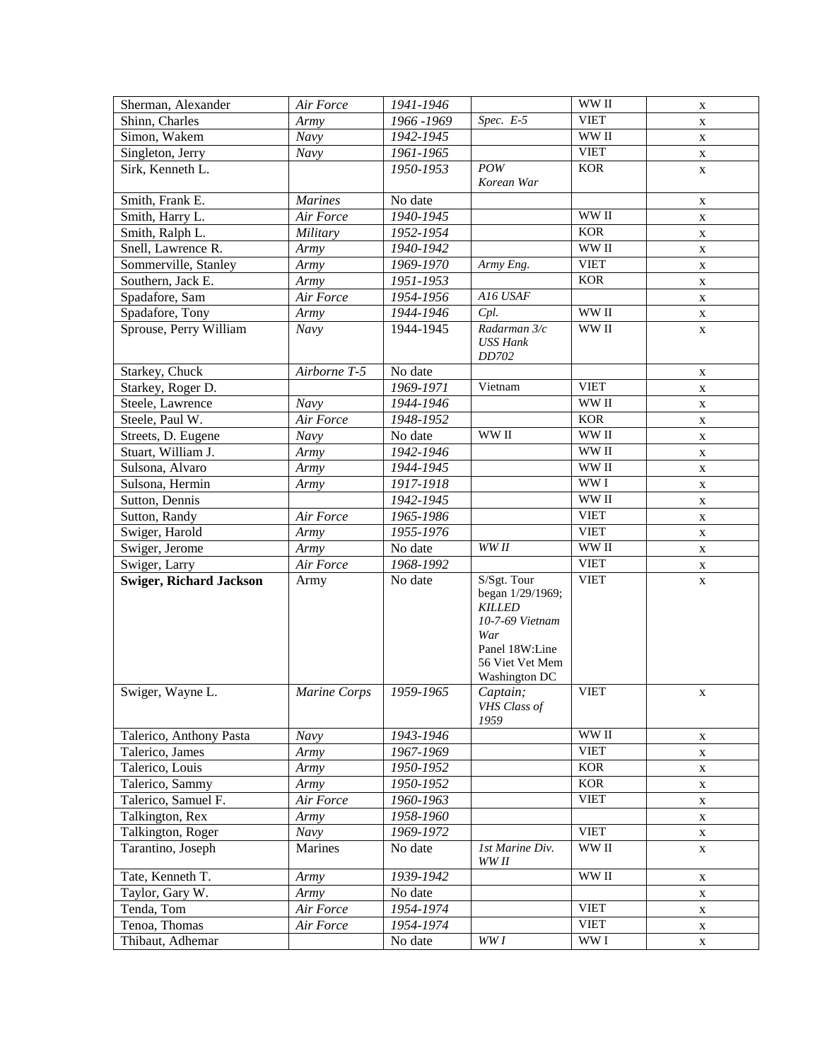| Sherman, Alexander | *Air Force* | *1941-1946* | | WW II | x |
|---|---|---|---|---|---|
| Shinn, Charles | *Army* | *1966 -1969* | *Spec. E-5* | VIET | x |
| Simon, Wakem | *Navy* | *1942-1945* | | WW II | x |
| Singleton, Jerry | *Navy* | *1961-1965* | | VIET | x |
| Sirk, Kenneth L. | | *1950-1953* | *POW Korean War* | KOR | x |
| Smith, Frank E. | *Marines* | No date | | | x |
| Smith, Harry L. | *Air Force* | *1940-1945* | | WW II | x |
| Smith, Ralph L. | *Military* | *1952-1954* | | KOR | x |
| Snell, Lawrence R. | *Army* | *1940-1942* | | WW II | x |
| Sommerville, Stanley | *Army* | *1969-1970* | *Army Eng.* | VIET | x |
| Southern, Jack E. | *Army* | *1951-1953* | | KOR | x |
| Spadafore, Sam | *Air Force* | *1954-1956* | *A16 USAF* | | x |
| Spadafore, Tony | *Army* | *1944-1946* | *Cpl.* | WW II | x |
| Sprouse, Perry William | *Navy* | 1944-1945 | *Radarman 3/c USS Hank DD702* | WW II | x |
| Starkey, Chuck | *Airborne T-5* | No date | | | x |
| Starkey, Roger D. | | *1969-1971* | Vietnam | VIET | x |
| Steele, Lawrence | *Navy* | *1944-1946* | | WW II | x |
| Steele, Paul W. | *Air Force* | *1948-1952* | | KOR | x |
| Streets, D. Eugene | *Navy* | No date | WW II | WW II | x |
| Stuart, William J. | *Army* | *1942-1946* | | WW II | x |
| Sulsona, Alvaro | *Army* | *1944-1945* | | WW II | x |
| Sulsona, Hermin | *Army* | *1917-1918* | | WW I | x |
| Sutton, Dennis | | *1942-1945* | | WW II | x |
| Sutton, Randy | *Air Force* | *1965-1986* | | VIET | x |
| Swiger, Harold | *Army* | *1955-1976* | | VIET | x |
| Swiger, Jerome | *Army* | No date | *WW II* | WW II | x |
| Swiger, Larry | *Air Force* | *1968-1992* | | VIET | x |
| **Swiger, Richard Jackson** | Army | No date | S/Sgt. Tour began 1/29/1969; *KILLED 10-7-69 Vietnam War* Panel 18W:Line 56 Viet Vet Mem Washington DC | VIET | x |
| Swiger, Wayne L. | *Marine Corps* | *1959-1965* | *Captain; VHS Class of 1959* | VIET | x |
| Talerico, Anthony Pasta | *Navy* | *1943-1946* | | WW II | x |
| Talerico, James | *Army* | *1967-1969* | | VIET | x |
| Talerico, Louis | *Army* | *1950-1952* | | KOR | x |
| Talerico, Sammy | *Army* | *1950-1952* | | KOR | x |
| Talerico, Samuel F. | *Air Force* | *1960-1963* | | VIET | x |
| Talkington, Rex | *Army* | *1958-1960* | | | x |
| Talkington, Roger | *Navy* | *1969-1972* | | VIET | x |
| Tarantino, Joseph | Marines | No date | *1st Marine Div. WW II* | WW II | x |
| Tate, Kenneth T. | *Army* | *1939-1942* | | WW II | x |
| Taylor, Gary W. | *Army* | No date | | | x |
| Tenda, Tom | *Air Force* | *1954-1974* | | VIET | x |
| Tenoa, Thomas | *Air Force* | *1954-1974* | | VIET | x |
| Thibaut, Adhemar | | No date | *WW I* | WW I | x |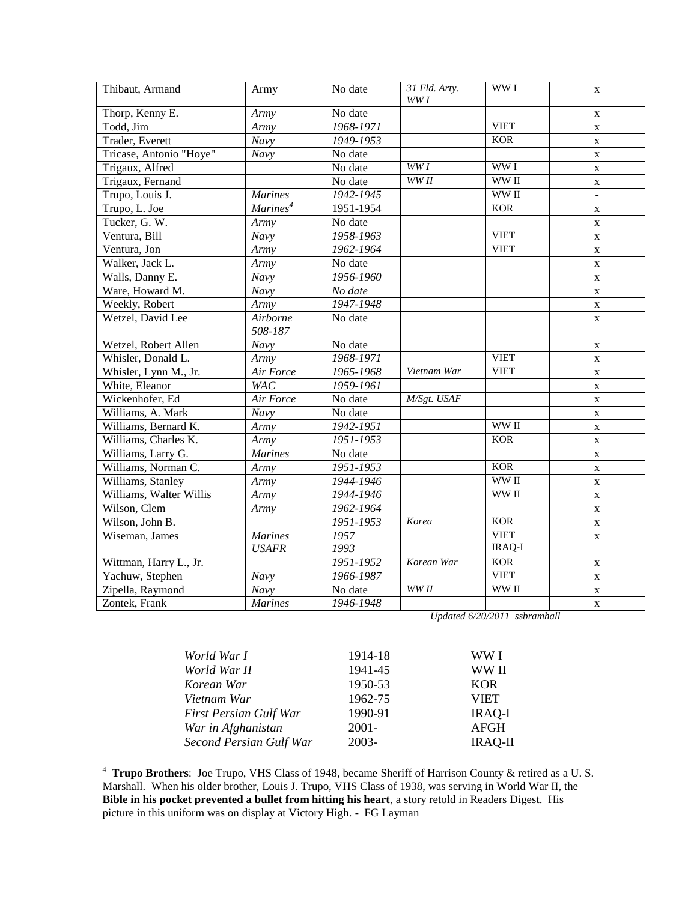| | | | | | |
|---|---|---|---|---|---|
| Thibaut, Armand | Army | No date | *31 Fld. Arty. WW I* | WW I | x |
| Thorp, Kenny E. | *Army* | No date | | | x |
| Todd, Jim | *Army* | *1968-1971* | | VIET | x |
| Trader, Everett | *Navy* | *1949-1953* | | KOR | x |
| Tricase, Antonio "Hoye" | *Navy* | No date | | | x |
| Trigaux, Alfred | | No date | *WW I* | WW I | x |
| Trigaux, Fernand | | No date | *WW II* | WW II | x |
| Trupo, Louis J. | *Marines* | *1942-1945* | | WW II | - |
| Trupo, L. Joe | *Marines*[4] | 1951-1954 | | KOR | x |
| Tucker, G. W. | *Army* | No date | | | x |
| Ventura, Bill | *Navy* | *1958-1963* | | VIET | x |
| Ventura, Jon | *Army* | *1962-1964* | | VIET | x |
| Walker, Jack L. | *Army* | No date | | | x |
| Walls, Danny E. | *Navy* | *1956-1960* | | | x |
| Ware, Howard M. | *Navy* | *No date* | | | x |
| Weekly, Robert | *Army* | *1947-1948* | | | x |
| Wetzel, David Lee | *Airborne 508-187* | No date | | | x |
| Wetzel, Robert Allen | *Navy* | No date | | | x |
| Whisler, Donald L. | *Army* | *1968-1971* | | VIET | x |
| Whisler, Lynn M., Jr. | *Air Force* | *1965-1968* | *Vietnam War* | VIET | x |
| White, Eleanor | *WAC* | *1959-1961* | | | x |
| Wickenhofer, Ed | *Air Force* | No date | *M/Sgt. USAF* | | x |
| Williams, A. Mark | *Navy* | No date | | | x |
| Williams, Bernard K. | *Army* | *1942-1951* | | WW II | x |
| Williams, Charles K. | *Army* | *1951-1953* | | KOR | x |
| Williams, Larry G. | *Marines* | No date | | | x |
| Williams, Norman C. | *Army* | *1951-1953* | | KOR | x |
| Williams, Stanley | *Army* | *1944-1946* | | WW II | x |
| Williams, Walter Willis | *Army* | *1944-1946* | | WW II | x |
| Wilson, Clem | *Army* | *1962-1964* | | | x |
| Wilson, John B. | | *1951-1953* | *Korea* | KOR | x |
| Wiseman, James | *Marines USAFR* | *1957 1993* | | VIET IRAQ-I | x |
| Wittman, Harry L., Jr. | | *1951-1952* | *Korean War* | KOR | x |
| Yachuw, Stephen | *Navy* | *1966-1987* | | VIET | x |
| Zipella, Raymond | *Navy* | No date | *WW II* | WW II | x |
| Zontek, Frank | *Marines* | *1946-1948* | | | x |

*Updated 6/20/2011 ssbramhall*

| | | |
|---|---|---|
| *World War I* | 1914-18 | WW I |
| *World War II* | 1941-45 | WW II |
| *Korean War* | 1950-53 | KOR |
| *Vietnam War* | 1962-75 | VIET |
| *First Persian Gulf War* | 1990-91 | IRAQ-I |
| *War in Afghanistan* | 2001- | AFGH |
| *Second Persian Gulf War* | 2003- | IRAQ-II |

[4] **Trupo Brothers**: Joe Trupo, VHS Class of 1948, became Sheriff of Harrison County & retired as a U. S. Marshall. When his older brother, Louis J. Trupo, VHS Class of 1938, was serving in World War II, the **Bible in his pocket prevented a bullet from hitting his heart**, a story retold in Readers Digest. His picture in this uniform was on display at Victory High. - FG Layman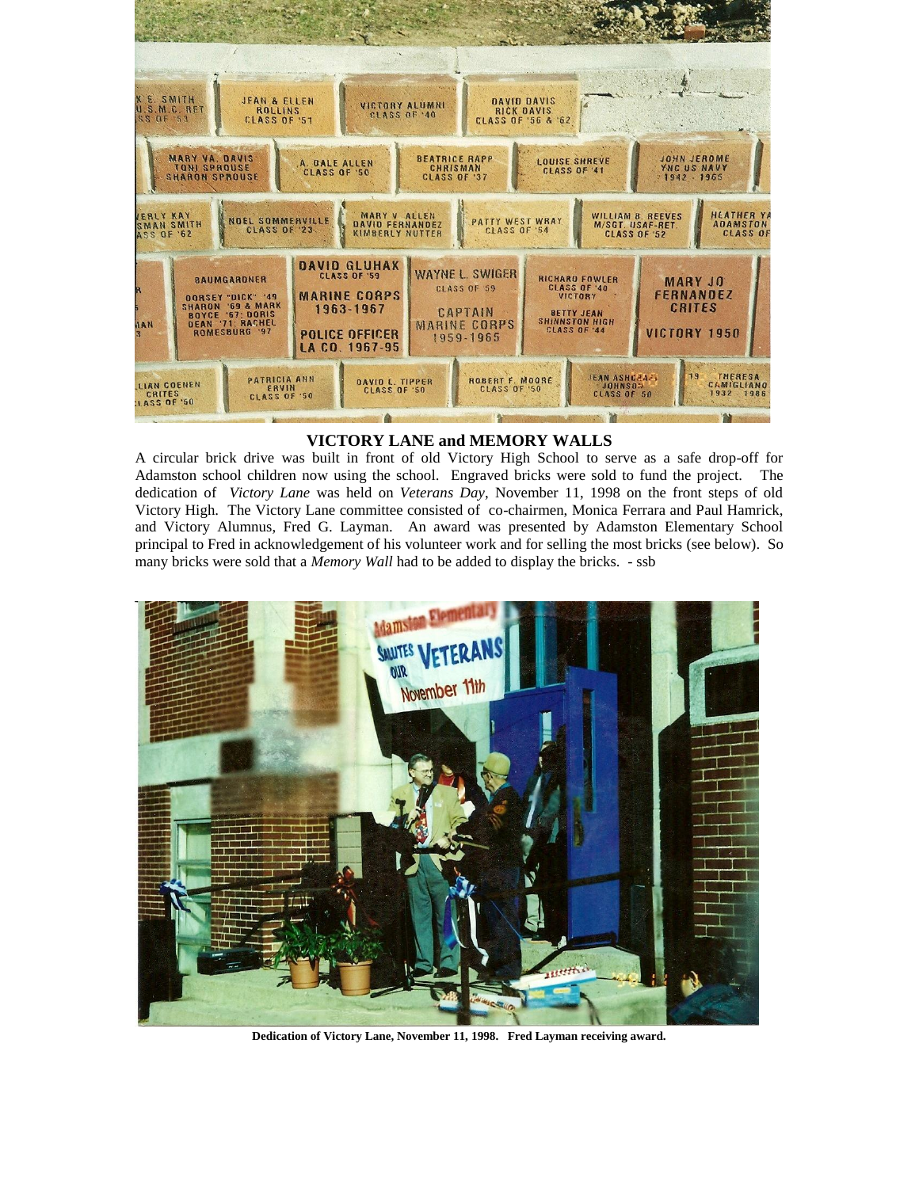**VICTORY LANE and MEMORY WALLS**

A circular brick drive was built in front of old Victory High School to serve as a safe drop-off for Adamston school children now using the school. Engraved bricks were sold to fund the project. The dedication of *Victory Lane* was held on *Veterans Day*, November 11, 1998 on the front steps of old Victory High. The Victory Lane committee consisted of co-chairmen, Monica Ferrara and Paul Hamrick, and Victory Alumnus, Fred G. Layman. An award was presented by Adamston Elementary School principal to Fred in acknowledgement of his volunteer work and for selling the most bricks (see below). So many bricks were sold that a *Memory Wall* had to be added to display the bricks. - ssb

**Dedication of Victory Lane, November 11, 1998. Fred Layman receiving award.**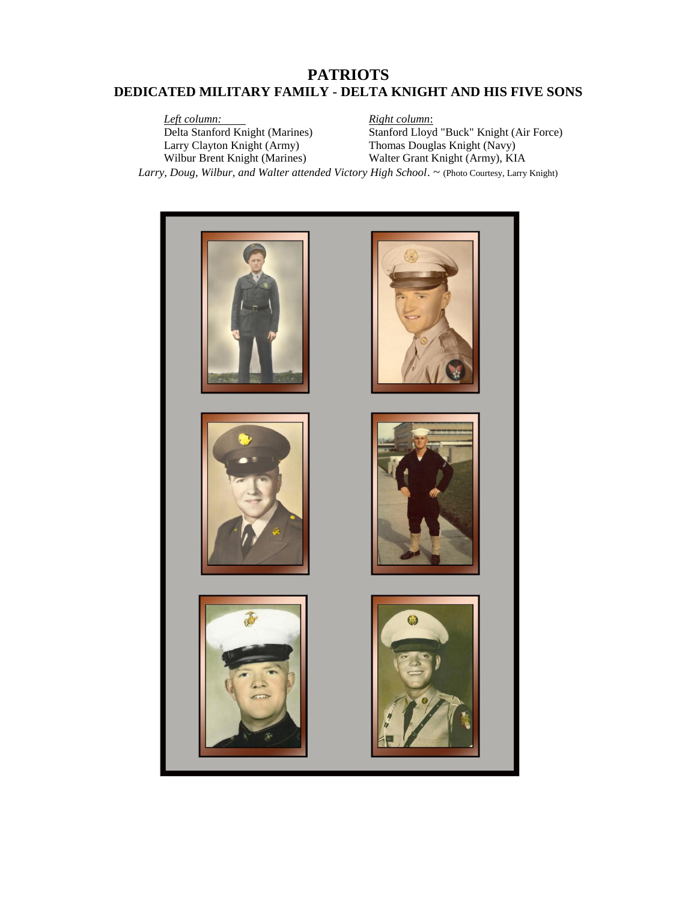# PATRIOTS

## DEDICATED MILITARY FAMILY - DELTA KNIGHT AND HIS FIVE SONS

*Left column:*
Delta Stanford Knight (Marines)
Larry Clayton Knight (Army)
Wilbur Brent Knight (Marines)

*Right column:*
Stanford Lloyd "Buck" Knight (Air Force)
Thomas Douglas Knight (Navy)
Walter Grant Knight (Army), KIA

*Larry, Doug, Wilbur, and Walter attended Victory High School*. ~ (Photo Courtesy, Larry Knight)